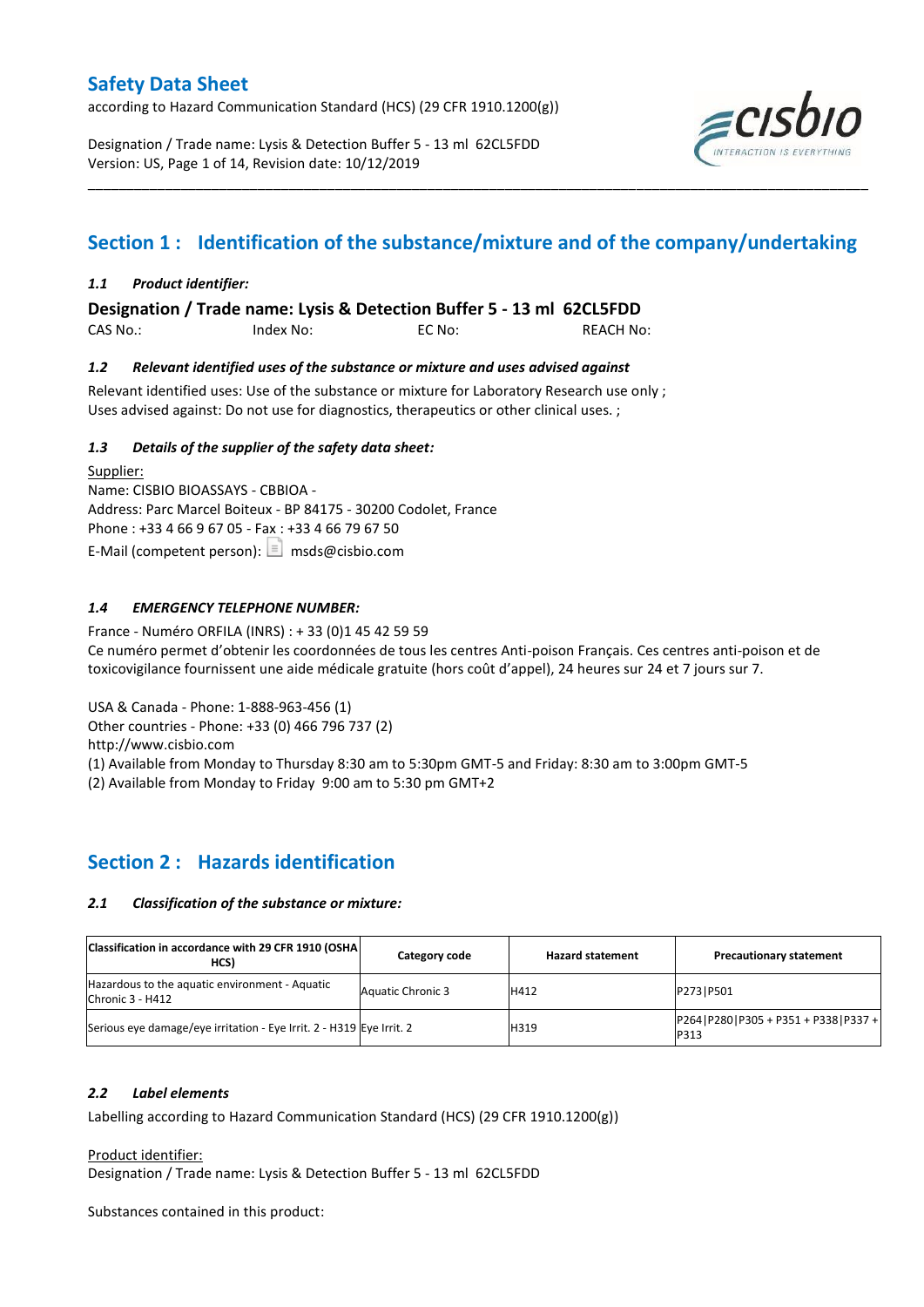# Safety Data Sheet

according to Hazard Communication Standard (HCS) (29 CFR 1910.1200(g))

Designation / Trade name: Lysis & Detection Buffer 5 - 13 ml 62CL5FDD
Version: US, Page 1 of 14, Revision date: 10/12/2019

## Section 1 : Identification of the substance/mixture and of the company/undertaking

### *1.1 Product identifier:*

**Designation / Trade name: Lysis & Detection Buffer 5 - 13 ml 62CL5FDD**

CAS No.: Index No: EC No: REACH No:

### *1.2 Relevant identified uses of the substance or mixture and uses advised against*

Relevant identified uses: Use of the substance or mixture for Laboratory Research use only ;
Uses advised against: Do not use for diagnostics, therapeutics or other clinical uses. ;

### *1.3 Details of the supplier of the safety data sheet:*

Supplier:
Name: CISBIO BIOASSAYS - CBBIOA -
Address: Parc Marcel Boiteux - BP 84175 - 30200 Codolet, France
Phone : +33 4 66 9 67 05 - Fax : +33 4 66 79 67 50
E-Mail (competent person): msds@cisbio.com

### *1.4 EMERGENCY TELEPHONE NUMBER:*

France - Numéro ORFILA (INRS) : + 33 (0)1 45 42 59 59
Ce numéro permet d'obtenir les coordonnées de tous les centres Anti-poison Français. Ces centres anti-poison et de toxicovigilance fournissent une aide médicale gratuite (hors coût d'appel), 24 heures sur 24 et 7 jours sur 7.

USA & Canada - Phone: 1-888-963-456 (1)
Other countries - Phone: +33 (0) 466 796 737 (2)
http://www.cisbio.com
(1) Available from Monday to Thursday 8:30 am to 5:30pm GMT-5 and Friday: 8:30 am to 3:00pm GMT-5
(2) Available from Monday to Friday 9:00 am to 5:30 pm GMT+2

## Section 2 : Hazards identification

### *2.1 Classification of the substance or mixture:*

| Classification in accordance with 29 CFR 1910 (OSHA HCS) | Category code | Hazard statement | Precautionary statement |
|---|---|---|---|
| Hazardous to the aquatic environment - Aquatic Chronic 3 - H412 | Aquatic Chronic 3 | H412 | P273\|P501 |
| Serious eye damage/eye irritation - Eye Irrit. 2 - H319 | Eye Irrit. 2 | H319 | P264\|P280\|P305 + P351 + P338\|P337 + P313 |

### *2.2 Label elements*

Labelling according to Hazard Communication Standard (HCS) (29 CFR 1910.1200(g))

Product identifier:
Designation / Trade name: Lysis & Detection Buffer 5 - 13 ml 62CL5FDD

Substances contained in this product: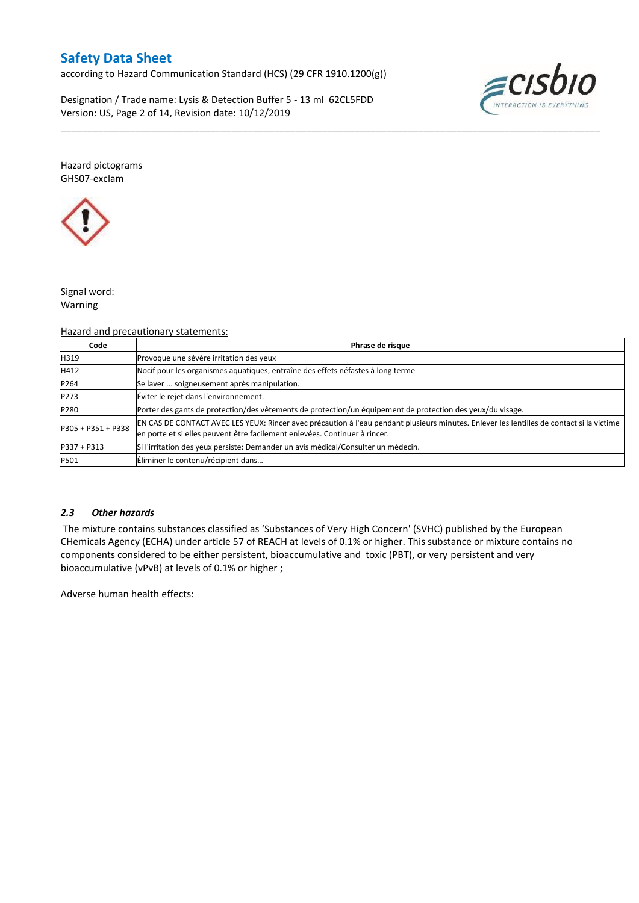Hazard pictograms

GHS07-exclam

Signal word:

Warning

Hazard and precautionary statements:

| Code | Phrase de risque |
|---|---|
| H319 | Provoque une sévère irritation des yeux |
| H412 | Nocif pour les organismes aquatiques, entraîne des effets néfastes à long terme |
| P264 | Se laver ... soigneusement après manipulation. |
| P273 | Éviter le rejet dans l'environnement. |
| P280 | Porter des gants de protection/des vêtements de protection/un équipement de protection des yeux/du visage. |
| P305 + P351 + P338 | EN CAS DE CONTACT AVEC LES YEUX: Rincer avec précaution à l'eau pendant plusieurs minutes. Enlever les lentilles de contact si la victime en porte et si elles peuvent être facilement enlevées. Continuer à rincer. |
| P337 + P313 | Si l'irritation des yeux persiste: Demander un avis médical/Consulter un médecin. |
| P501 | Éliminer le contenu/récipient dans… |

### *2.3 Other hazards*

The mixture contains substances classified as 'Substances of Very High Concern' (SVHC) published by the European CHemicals Agency (ECHA) under article 57 of REACH at levels of 0.1% or higher. This substance or mixture contains no components considered to be either persistent, bioaccumulative and toxic (PBT), or very persistent and very bioaccumulative (vPvB) at levels of 0.1% or higher ;

Adverse human health effects: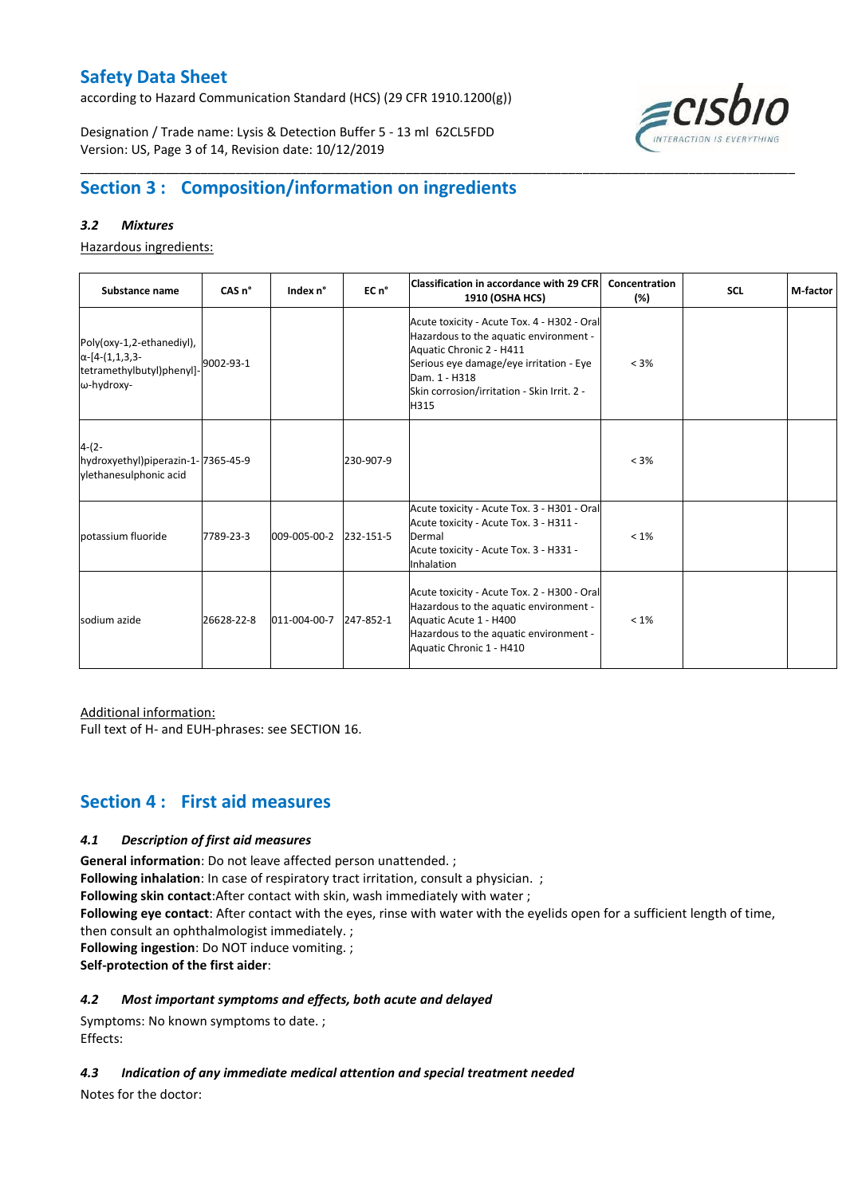## Section 3 : Composition/information on ingredients

### *3.2 Mixtures*

Hazardous ingredients:

| Substance name | CAS n° | Index n° | EC n° | Classification in accordance with 29 CFR 1910 (OSHA HCS) | Concentration (%) | SCL | M-factor |
|---|---|---|---|---|---|---|---|
| Poly(oxy-1,2-ethanediyl), α-[4-(1,1,3,3-tetramethylbutyl)phenyl]-ω-hydroxy- | 9002-93-1 | | | Acute toxicity - Acute Tox. 4 - H302 - Oral<br>Hazardous to the aquatic environment - Aquatic Chronic 2 - H411<br>Serious eye damage/eye irritation - Eye Dam. 1 - H318<br>Skin corrosion/irritation - Skin Irrit. 2 - H315 | < 3% | | |
| 4-(2-hydroxyethyl)piperazin-1-ylethanesulphonic acid | 7365-45-9 | | 230-907-9 | | < 3% | | |
| potassium fluoride | 7789-23-3 | 009-005-00-2 | 232-151-5 | Acute toxicity - Acute Tox. 3 - H301 - Oral<br>Acute toxicity - Acute Tox. 3 - H311 - Dermal<br>Acute toxicity - Acute Tox. 3 - H331 - Inhalation | < 1% | | |
| sodium azide | 26628-22-8 | 011-004-00-7 | 247-852-1 | Acute toxicity - Acute Tox. 2 - H300 - Oral<br>Hazardous to the aquatic environment - Aquatic Acute 1 - H400<br>Hazardous to the aquatic environment - Aquatic Chronic 1 - H410 | < 1% | | |

Additional information:
Full text of H- and EUH-phrases: see SECTION 16.

## Section 4 : First aid measures

### *4.1 Description of first aid measures*

**General information**: Do not leave affected person unattended. ;
**Following inhalation**: In case of respiratory tract irritation, consult a physician. ;
**Following skin contact**:After contact with skin, wash immediately with water ;
**Following eye contact**: After contact with the eyes, rinse with water with the eyelids open for a sufficient length of time, then consult an ophthalmologist immediately. ;
**Following ingestion**: Do NOT induce vomiting. ;
**Self-protection of the first aider**:

### *4.2 Most important symptoms and effects, both acute and delayed*

Symptoms: No known symptoms to date. ;
Effects:

### *4.3 Indication of any immediate medical attention and special treatment needed*

Notes for the doctor: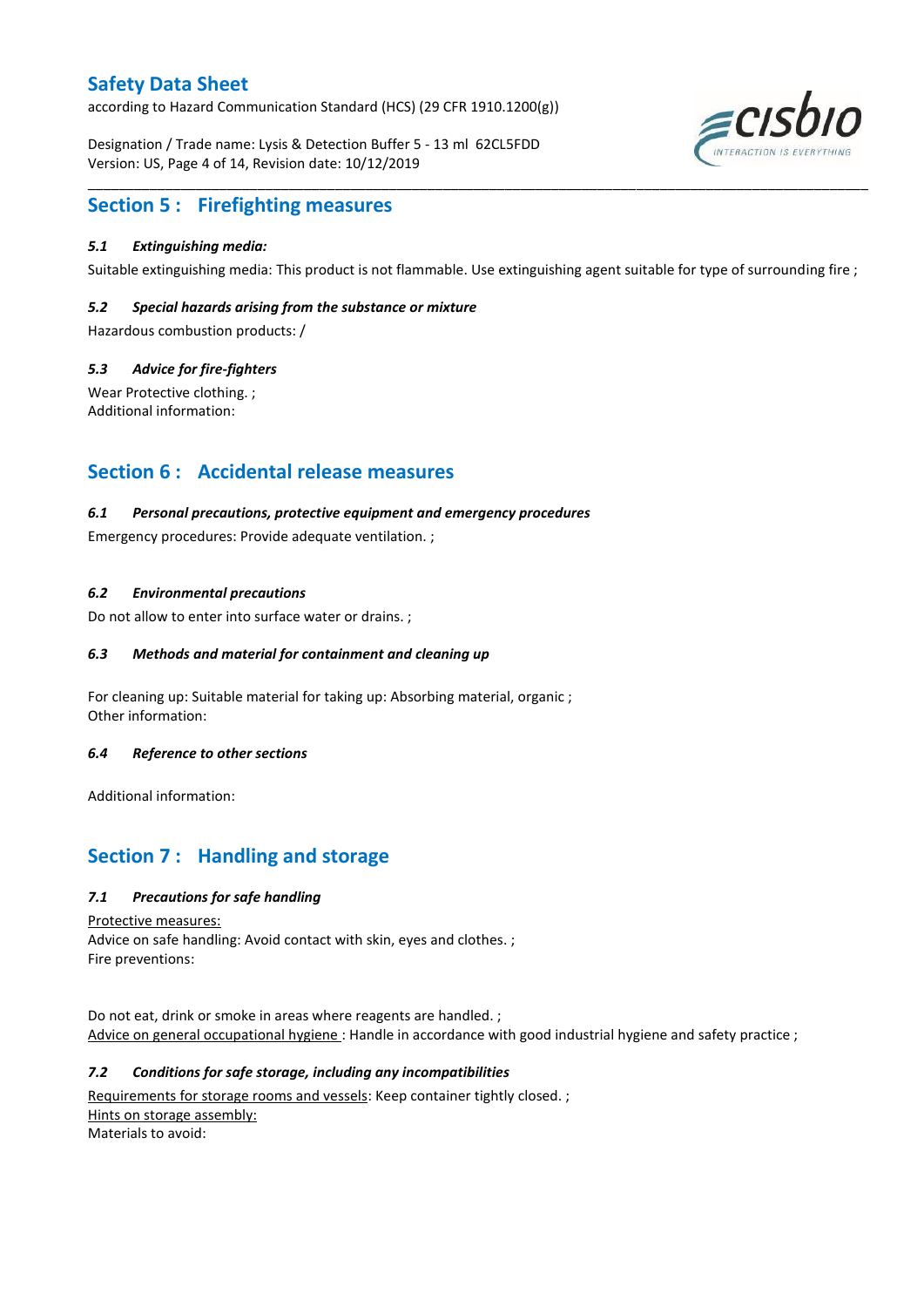## Section 5 : Firefighting measures

### *5.1 Extinguishing media:*

Suitable extinguishing media: This product is not flammable. Use extinguishing agent suitable for type of surrounding fire ;

### *5.2 Special hazards arising from the substance or mixture*

Hazardous combustion products: /

### *5.3 Advice for fire-fighters*

Wear Protective clothing. ;
Additional information:

## Section 6 : Accidental release measures

### *6.1 Personal precautions, protective equipment and emergency procedures*

Emergency procedures: Provide adequate ventilation. ;

### *6.2 Environmental precautions*

Do not allow to enter into surface water or drains. ;

### *6.3 Methods and material for containment and cleaning up*

For cleaning up: Suitable material for taking up: Absorbing material, organic ;
Other information:

### *6.4 Reference to other sections*

Additional information:

## Section 7 : Handling and storage

### *7.1 Precautions for safe handling*

Protective measures:
Advice on safe handling: Avoid contact with skin, eyes and clothes. ;
Fire preventions:

Do not eat, drink or smoke in areas where reagents are handled. ;
Advice on general occupational hygiene : Handle in accordance with good industrial hygiene and safety practice ;

### *7.2 Conditions for safe storage, including any incompatibilities*

Requirements for storage rooms and vessels: Keep container tightly closed. ;
Hints on storage assembly:
Materials to avoid: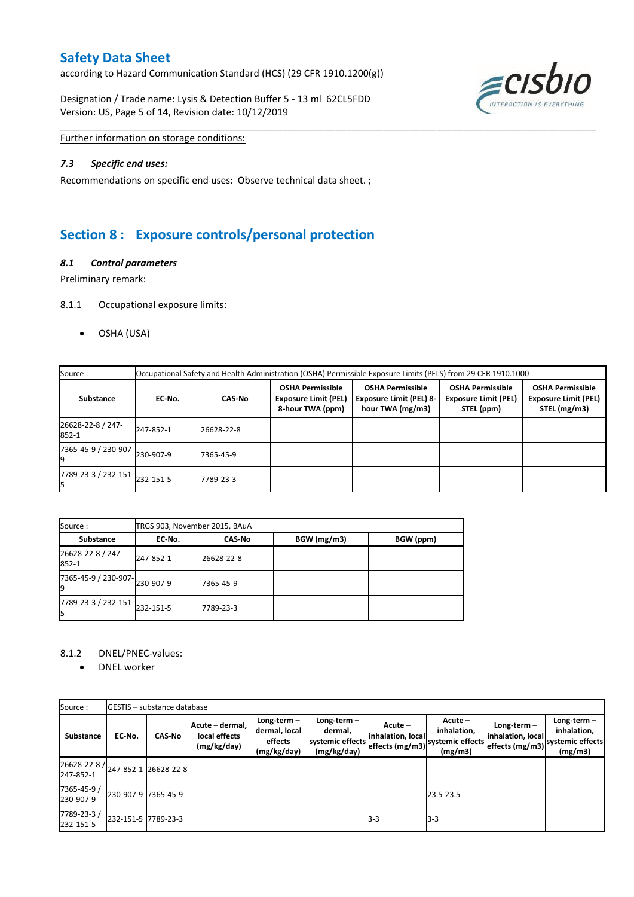Further information on storage conditions:

### *7.3 Specific end uses:*

Recommendations on specific end uses: Observe technical data sheet. ;

## Section 8 : Exposure controls/personal protection

### *8.1 Control parameters*

Preliminary remark:

8.1.1 Occupational exposure limits:

- OSHA (USA)

| Source : | Occupational Safety and Health Administration (OSHA) Permissible Exposure Limits (PELS) from 29 CFR 1910.1000 | | | | | |
|---|---|---|---|---|---|---|
| **Substance** | **EC-No.** | **CAS-No** | **OSHA Permissible Exposure Limit (PEL) 8-hour TWA (ppm)** | **OSHA Permissible Exposure Limit (PEL) 8-hour TWA (mg/m3)** | **OSHA Permissible Exposure Limit (PEL) STEL (ppm)** | **OSHA Permissible Exposure Limit (PEL) STEL (mg/m3)** |
| 26628-22-8 / 247-852-1 | 247-852-1 | 26628-22-8 | | | | |
| 7365-45-9 / 230-907-9 | 230-907-9 | 7365-45-9 | | | | |
| 7789-23-3 / 232-151-5 | 232-151-5 | 7789-23-3 | | | | |

| Source : | TRGS 903, November 2015, BAuA | | | |
|---|---|---|---|---|
| **Substance** | **EC-No.** | **CAS-No** | **BGW (mg/m3)** | **BGW (ppm)** |
| 26628-22-8 / 247-852-1 | 247-852-1 | 26628-22-8 | | |
| 7365-45-9 / 230-907-9 | 230-907-9 | 7365-45-9 | | |
| 7789-23-3 / 232-151-5 | 232-151-5 | 7789-23-3 | | |

8.1.2 DNEL/PNEC-values:

- DNEL worker

| Source : | GESTIS – substance database | | | | | | | | |
|---|---|---|---|---|---|---|---|---|---|
| **Substance** | **EC-No.** | **CAS-No** | **Acute – dermal, local effects (mg/kg/day)** | **Long-term – dermal, local effects (mg/kg/day)** | **Long-term – dermal, systemic effects (mg/kg/day)** | **Acute – inhalation, local effects (mg/m3)** | **Acute – inhalation, systemic effects (mg/m3)** | **Long-term – inhalation, local effects (mg/m3)** | **Long-term – inhalation, systemic effects (mg/m3)** |
| 26628-22-8 / 247-852-1 | 247-852-1 | 26628-22-8 | | | | | | | |
| 7365-45-9 / 230-907-9 | 230-907-9 | 7365-45-9 | | | | | 23.5-23.5 | | |
| 7789-23-3 / 232-151-5 | 232-151-5 | 7789-23-3 | | | | 3-3 | 3-3 | | |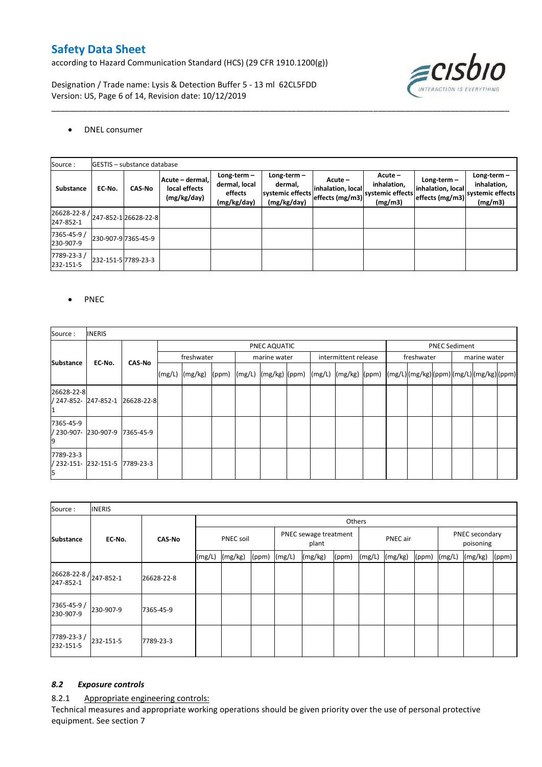- DNEL consumer

| Source : | GESTIS – substance database | | | | | | | | | |
|---|---|---|---|---|---|---|---|---|---|---|
| Substance | EC-No. | CAS-No | Acute – dermal, local effects (mg/kg/day) | Long-term – dermal, local effects (mg/kg/day) | Long-term – dermal, systemic effects (mg/kg/day) | Acute – inhalation, local effects (mg/m3) | Acute – inhalation, systemic effects (mg/m3) | Long-term – inhalation, local effects (mg/m3) | Long-term – inhalation, systemic effects (mg/m3) |
| 26628-22-8 / 247-852-1 | 247-852-1 | 26628-22-8 | | | | | | | |
| 7365-45-9 / 230-907-9 | 230-907-9 | 7365-45-9 | | | | | | | |
| 7789-23-3 / 232-151-5 | 232-151-5 | 7789-23-3 | | | | | | | |

- PNEC

| Source : | INERIS | | | | | | | | | | | | | | | | | | | | |
|---|---|---|---|---|---|---|---|---|---|---|---|---|---|---|---|---|---|---|---|---|
| Substance | EC-No. | CAS-No | PNEC AQUATIC | | | | | | | | | PNEC Sediment | | | | | |
| | | | freshwater | | | marine water | | | intermittent release | | | freshwater | | | marine water | | |
| | | | (mg/L) | (mg/kg) | (ppm) | (mg/L) | (mg/kg) | (ppm) | (mg/L) | (mg/kg) | (ppm) | (mg/L) | (mg/kg) | (ppm) | (mg/L) | (mg/kg) | (ppm) |
| 26628-22-8 / 247-852-1 | 247-852-1 | 26628-22-8 | | | | | | | | | | | | | | | |
| 7365-45-9 / 230-907-9 | 230-907-9 | 7365-45-9 | | | | | | | | | | | | | | | |
| 7789-23-3 / 232-151-5 | 232-151-5 | 7789-23-3 | | | | | | | | | | | | | | | |

| Source : | INERIS | | | | | | | | | | | | | | |
|---|---|---|---|---|---|---|---|---|---|---|---|---|---|---|---|
| Substance | EC-No. | CAS-No | Others | | | | | | | | | | | | |
| | | | PNEC soil | | | PNEC sewage treatment plant | | | PNEC air | | | PNEC secondary poisoning | | |
| | | | (mg/L) | (mg/kg) | (ppm) | (mg/L) | (mg/kg) | (ppm) | (mg/L) | (mg/kg) | (ppm) | (mg/L) | (mg/kg) | (ppm) |
| 26628-22-8 / 247-852-1 | 247-852-1 | 26628-22-8 | | | | | | | | | | | | |
| 7365-45-9 / 230-907-9 | 230-907-9 | 7365-45-9 | | | | | | | | | | | | |
| 7789-23-3 / 232-151-5 | 232-151-5 | 7789-23-3 | | | | | | | | | | | | |

### *8.2 Exposure controls*

8.2.1 Appropriate engineering controls:

Technical measures and appropriate working operations should be given priority over the use of personal protective equipment. See section 7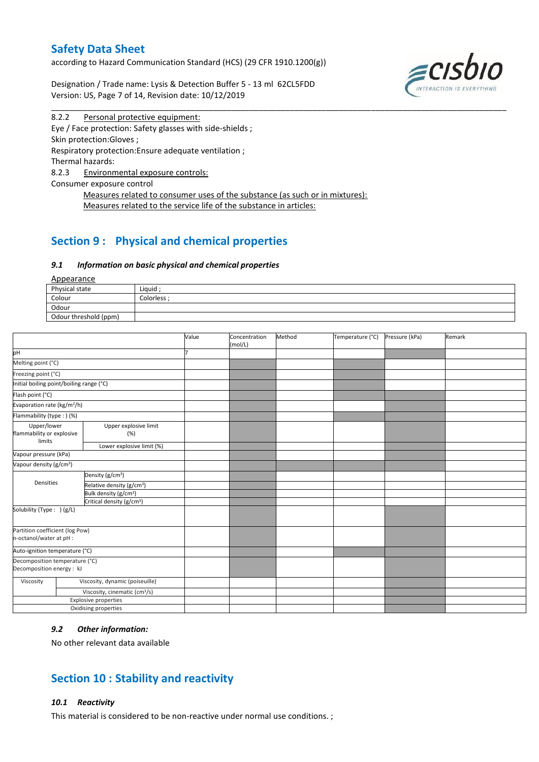8.2.2 Personal protective equipment:

Eye / Face protection: Safety glasses with side-shields ;

Skin protection:Gloves ;

Respiratory protection:Ensure adequate ventilation ;

Thermal hazards:

8.2.3 Environmental exposure controls:

Consumer exposure control

Measures related to consumer uses of the substance (as such or in mixtures):

Measures related to the service life of the substance in articles:

## Section 9 : Physical and chemical properties

### *9.1 Information on basic physical and chemical properties*

Appearance

| Physical state | Liquid ; |
|---|---|
| Colour | Colorless ; |
| Odour | |
| Odour threshold (ppm) | |

| | | Value | Concentration (mol/L) | Method | Temperature (°C) | Pressure (kPa) | Remark |
|---|---|---|---|---|---|---|---|
| pH | | 7 | | | | | |
| Melting point (°C) | | | | | | | |
| Freezing point (°C) | | | | | | | |
| Initial boiling point/boiling range (°C) | | | | | | | |
| Flash point (°C) | | | | | | | |
| Evaporation rate (kg/m²/h) | | | | | | | |
| Flammability (type : ) (%) | | | | | | | |
| Upper/lower flammability or explosive limits | Upper explosive limit (%) | | | | | | |
| | Lower explosive limit (%) | | | | | | |
| Vapour pressure (kPa) | | | | | | | |
| Vapour density (g/cm³) | | | | | | | |
| Densities | Density (g/cm³) | | | | | | |
| | Relative density (g/cm³) | | | | | | |
| | Bulk density (g/cm³) | | | | | | |
| | Critical density (g/cm³) | | | | | | |
| Solubility (Type : ) (g/L) | | | | | | | |
| Partition coefficient (log Pow) n-octanol/water at pH : | | | | | | | |
| Auto-ignition temperature (°C) | | | | | | | |
| Decomposition temperature (°C) Decomposition energy : kJ | | | | | | | |
| Viscosity | Viscosity, dynamic (poiseuille) | | | | | | |
| | Viscosity, cinematic (cm³/s) | | | | | | |
| Explosive properties | | | | | | | |
| Oxidising properties | | | | | | | |

### *9.2 Other information:*

No other relevant data available

## Section 10 : Stability and reactivity

### *10.1 Reactivity*

This material is considered to be non-reactive under normal use conditions. ;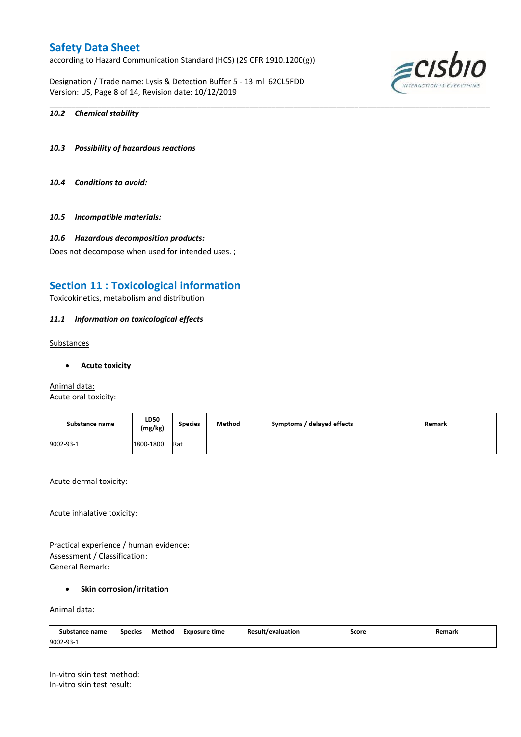#### 10.2 Chemical stability

#### 10.3 Possibility of hazardous reactions

#### 10.4 Conditions to avoid:

#### 10.5 Incompatible materials:

#### 10.6 Hazardous decomposition products:

Does not decompose when used for intended uses. ;

## Section 11 : Toxicological information

Toxicokinetics, metabolism and distribution

#### 11.1 Information on toxicological effects

Substances

- **Acute toxicity**

Animal data:

Acute oral toxicity:

| Substance name | LD50 (mg/kg) | Species | Method | Symptoms / delayed effects | Remark |
|---|---|---|---|---|---|
| 9002-93-1 | 1800-1800 | Rat | | | |

Acute dermal toxicity:

Acute inhalative toxicity:

Practical experience / human evidence:
Assessment / Classification:
General Remark:

- **Skin corrosion/irritation**

Animal data:

| Substance name | Species | Method | Exposure time | Result/evaluation | Score | Remark |
|---|---|---|---|---|---|---|
| 9002-93-1 | | | | | | |

In-vitro skin test method:
In-vitro skin test result: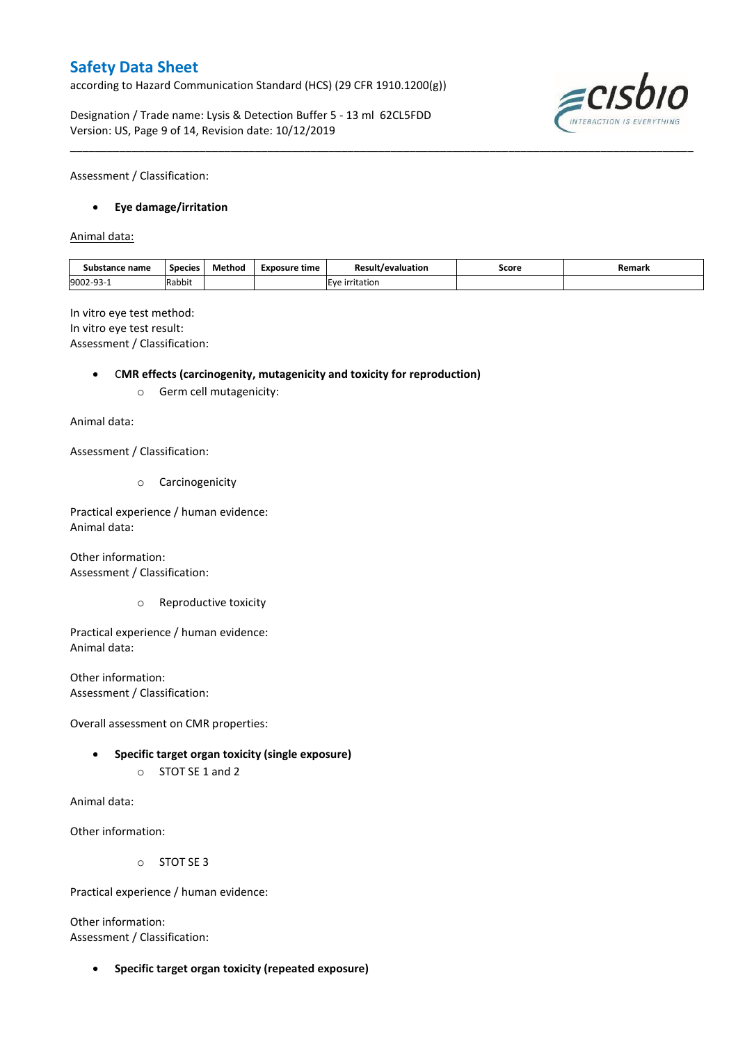Assessment / Classification:

- **Eye damage/irritation**

Animal data:

| Substance name | Species | Method | Exposure time | Result/evaluation | Score | Remark |
|---|---|---|---|---|---|---|
| 9002-93-1 | Rabbit | | | Eye irritation | | |

In vitro eye test method:
In vitro eye test result:
Assessment / Classification:

- **CMR effects (carcinogenity, mutagenicity and toxicity for reproduction)**
    - Germ cell mutagenicity:

Animal data:

Assessment / Classification:

- Carcinogenicity

Practical experience / human evidence:
Animal data:

Other information:
Assessment / Classification:

- Reproductive toxicity

Practical experience / human evidence:
Animal data:

Other information:
Assessment / Classification:

Overall assessment on CMR properties:

- **Specific target organ toxicity (single exposure)**
    - STOT SE 1 and 2

Animal data:

Other information:

- STOT SE 3

Practical experience / human evidence:

Other information:
Assessment / Classification:

- **Specific target organ toxicity (repeated exposure)**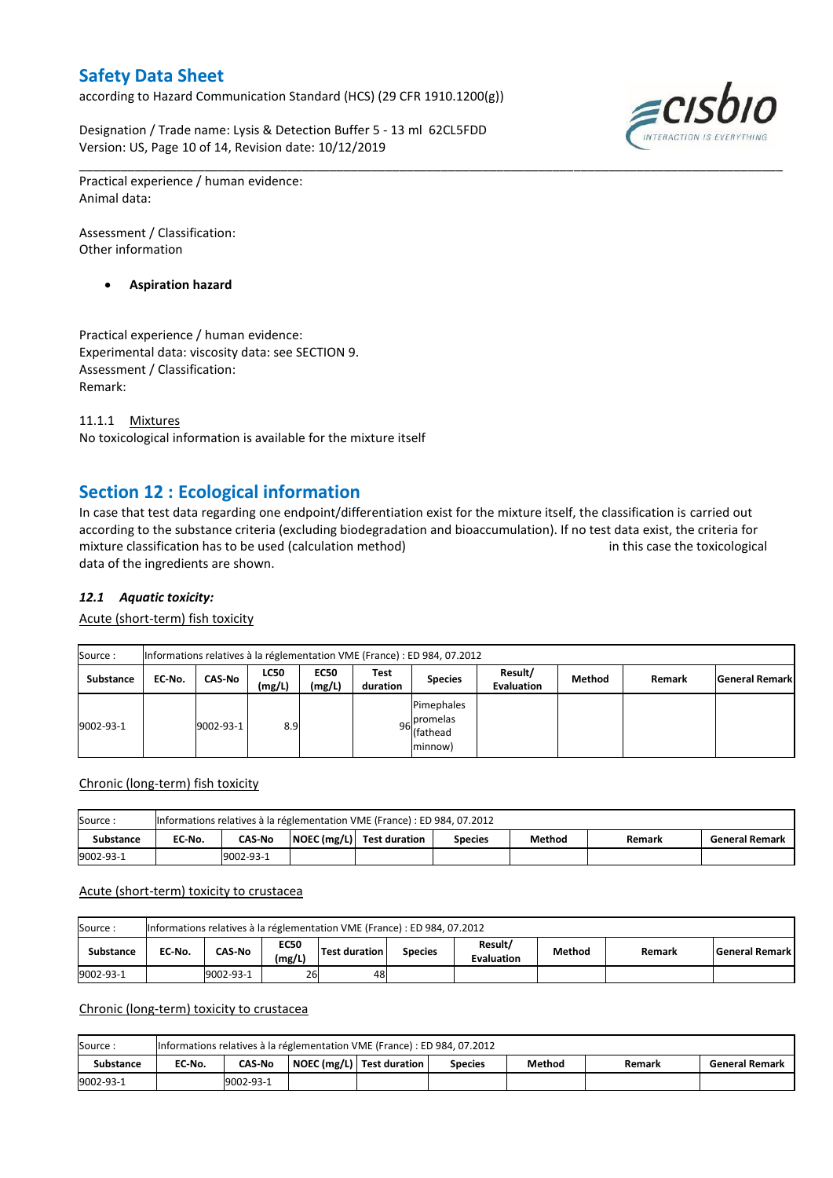Practical experience / human evidence:
Animal data:

Assessment / Classification:
Other information

- **Aspiration hazard**

Practical experience / human evidence:
Experimental data: viscosity data: see SECTION 9.
Assessment / Classification:
Remark:

11.1.1 Mixtures
No toxicological information is available for the mixture itself

## Section 12 : Ecological information

In case that test data regarding one endpoint/differentiation exist for the mixture itself, the classification is carried out according to the substance criteria (excluding biodegradation and bioaccumulation). If no test data exist, the criteria for mixture classification has to be used (calculation method) in this case the toxicological data of the ingredients are shown.

### *12.1 Aquatic toxicity:*

Acute (short-term) fish toxicity

| Source : | Informations relatives à la réglementation VME (France) : ED 984, 07.2012 | | | | | | | | | |
|---|---|---|---|---|---|---|---|---|---|---|
| Substance | EC-No. | CAS-No | LC50 (mg/L) | EC50 (mg/L) | Test duration | Species | Result/ Evaluation | Method | Remark | General Remark |
| 9002-93-1 | | 9002-93-1 | 8.9 | | 96 | Pimephales promelas (fathead minnow) | | | | |

Chronic (long-term) fish toxicity

| Source : | Informations relatives à la réglementation VME (France) : ED 984, 07.2012 | | | | | | | |
|---|---|---|---|---|---|---|---|---|
| Substance | EC-No. | CAS-No | NOEC (mg/L) | Test duration | Species | Method | Remark | General Remark |
| 9002-93-1 | | 9002-93-1 | | | | | | |

Acute (short-term) toxicity to crustacea

| Source : | Informations relatives à la réglementation VME (France) : ED 984, 07.2012 | | | | | | | | |
|---|---|---|---|---|---|---|---|---|---|
| Substance | EC-No. | CAS-No | EC50 (mg/L) | Test duration | Species | Result/ Evaluation | Method | Remark | General Remark |
| 9002-93-1 | | 9002-93-1 | 26 | 48 | | | | | |

Chronic (long-term) toxicity to crustacea

| Source : | Informations relatives à la réglementation VME (France) : ED 984, 07.2012 | | | | | | | |
|---|---|---|---|---|---|---|---|---|
| Substance | EC-No. | CAS-No | NOEC (mg/L) | Test duration | Species | Method | Remark | General Remark |
| 9002-93-1 | | 9002-93-1 | | | | | | |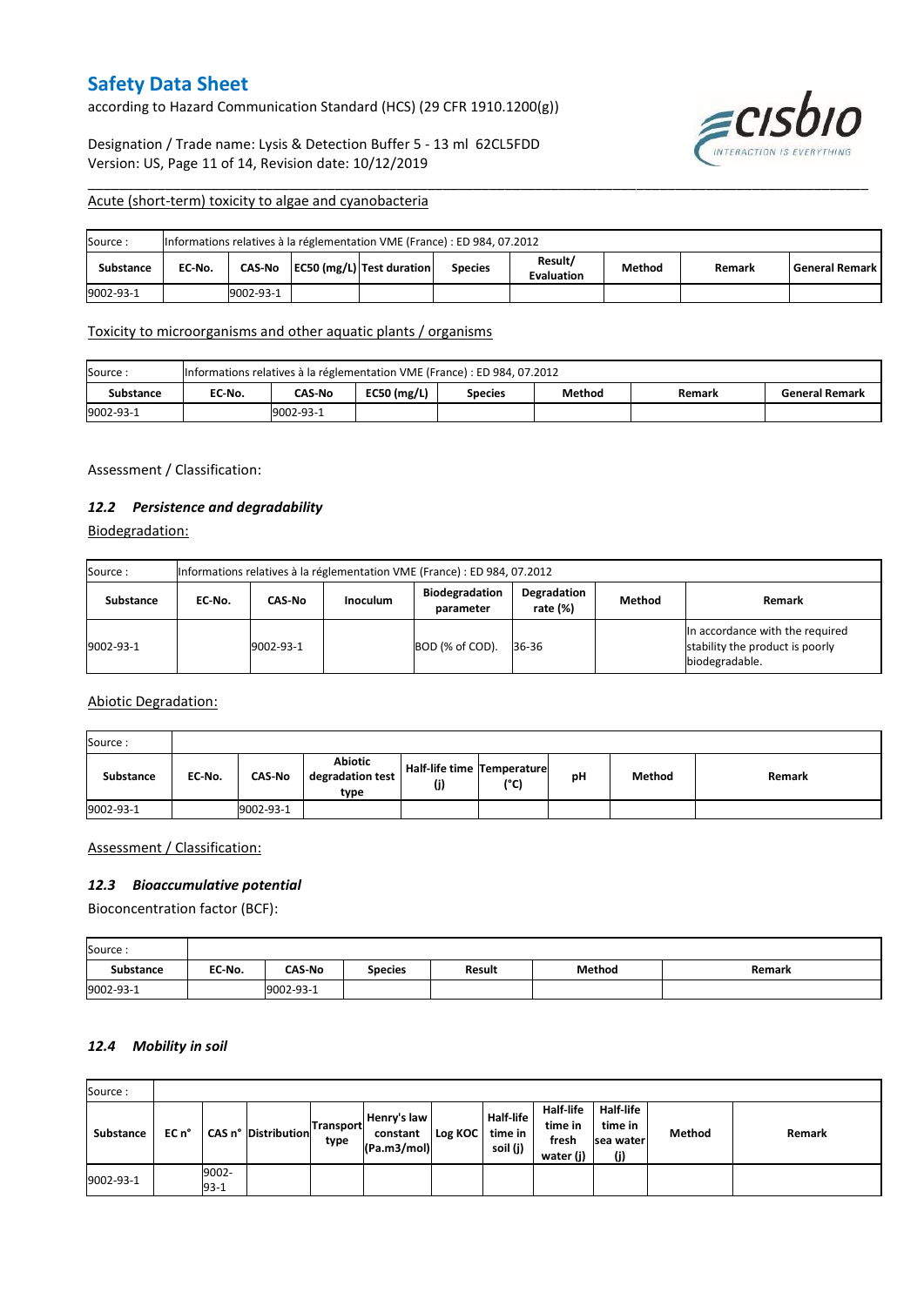Acute (short-term) toxicity to algae and cyanobacteria

| Source : | Informations relatives à la réglementation VME (France) : ED 984, 07.2012 | | | | | | | | |
|---|---|---|---|---|---|---|---|---|---|
| **Substance** | **EC-No.** | **CAS-No** | **EC50 (mg/L)** | **Test duration** | **Species** | **Result/ Evaluation** | **Method** | **Remark** | **General Remark** |
| 9002-93-1 | | 9002-93-1 | | | | | | | |

Toxicity to microorganisms and other aquatic plants / organisms

| Source : | Informations relatives à la réglementation VME (France) : ED 984, 07.2012 | | | | | | |
|---|---|---|---|---|---|---|---|
| **Substance** | **EC-No.** | **CAS-No** | **EC50 (mg/L)** | **Species** | **Method** | **Remark** | **General Remark** |
| 9002-93-1 | | 9002-93-1 | | | | | |

Assessment / Classification:

### *12.2 Persistence and degradability*

Biodegradation:

| Source : | Informations relatives à la réglementation VME (France) : ED 984, 07.2012 | | | | | | |
|---|---|---|---|---|---|---|---|
| **Substance** | **EC-No.** | **CAS-No** | **Inoculum** | **Biodegradation parameter** | **Degradation rate (%)** | **Method** | **Remark** |
| 9002-93-1 | | 9002-93-1 | | BOD (% of COD). | 36-36 | | In accordance with the required stability the product is poorly biodegradable. |

Abiotic Degradation:

| Source : | | | | | | | | |
|---|---|---|---|---|---|---|---|---|
| **Substance** | **EC-No.** | **CAS-No** | **Abiotic degradation test type** | **Half-life time (j)** | **Temperature (°C)** | **pH** | **Method** | **Remark** |
| 9002-93-1 | | 9002-93-1 | | | | | | |

Assessment / Classification:

### *12.3 Bioaccumulative potential*

Bioconcentration factor (BCF):

| Source : | | | | | | |
|---|---|---|---|---|---|---|
| **Substance** | **EC-No.** | **CAS-No** | **Species** | **Result** | **Method** | **Remark** |
| 9002-93-1 | | 9002-93-1 | | | | |

### *12.4 Mobility in soil*

| Source : | | | | | | | | | | | |
|---|---|---|---|---|---|---|---|---|---|---|---|
| **Substance** | **EC n°** | **CAS n°** | **Distribution** | **Transport type** | **Henry's law constant (Pa.m3/mol)** | **Log KOC** | **Half-life time in soil (j)** | **Half-life time in fresh water (j)** | **Half-life time in sea water (j)** | **Method** | **Remark** |
| 9002-93-1 | | 9002-93-1 | | | | | | | | | |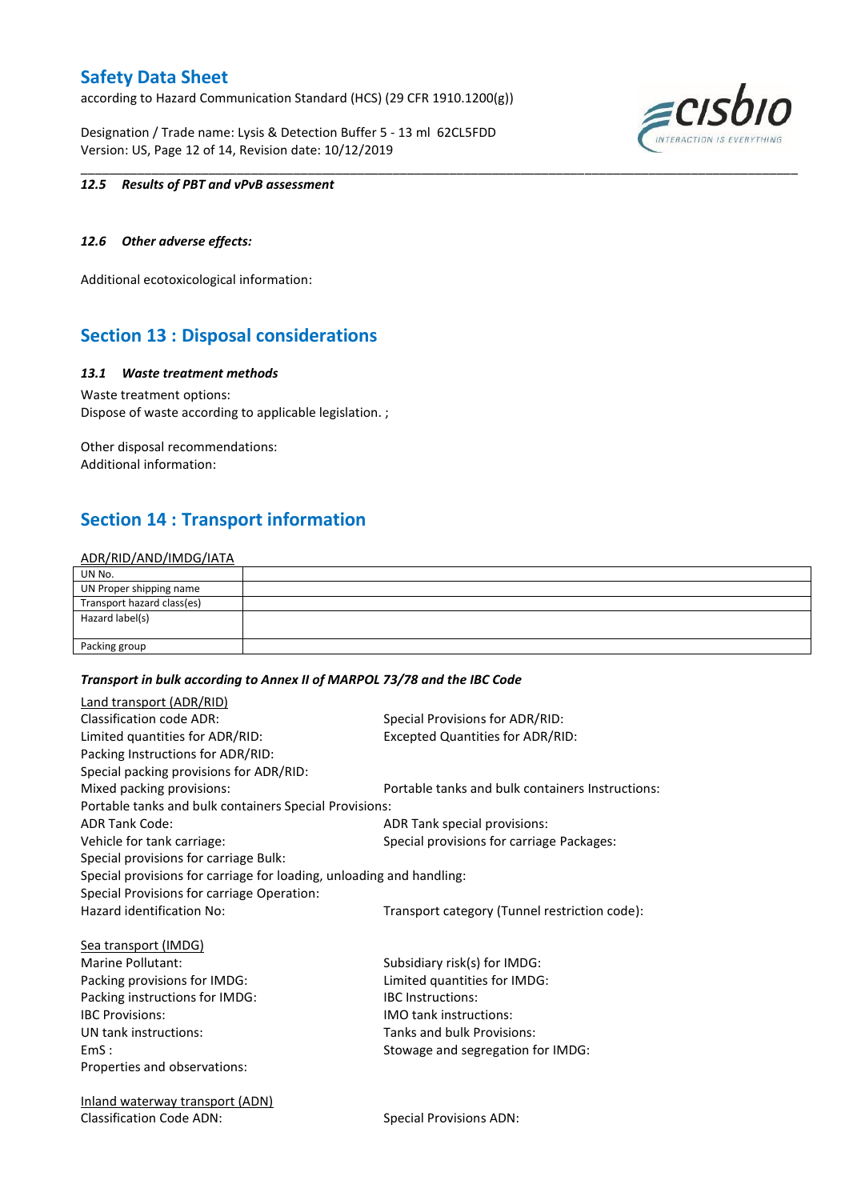**12.5 Results of PBT and vPvB assessment**

**12.6 Other adverse effects:**

Additional ecotoxicological information:

## Section 13 : Disposal considerations

***13.1 Waste treatment methods***

Waste treatment options:
Dispose of waste according to applicable legislation. ;

Other disposal recommendations:
Additional information:

## Section 14 : Transport information

ADR/RID/AND/IMDG/IATA

| UN No. | |
|---|---|
| UN Proper shipping name | |
| Transport hazard class(es) | |
| Hazard label(s) | |
| Packing group | |

***Transport in bulk according to Annex II of MARPOL 73/78 and the IBC Code***

Land transport (ADR/RID)
Classification code ADR:
Special Provisions for ADR/RID:
Limited quantities for ADR/RID:
Excepted Quantities for ADR/RID:
Packing Instructions for ADR/RID:
Special packing provisions for ADR/RID:
Mixed packing provisions:
Portable tanks and bulk containers Instructions:
Portable tanks and bulk containers Special Provisions:
ADR Tank Code:
ADR Tank special provisions:
Vehicle for tank carriage:
Special provisions for carriage Packages:
Special provisions for carriage Bulk:
Special provisions for carriage for loading, unloading and handling:
Special Provisions for carriage Operation:
Hazard identification No:
Transport category (Tunnel restriction code):

Sea transport (IMDG)
Marine Pollutant:
Subsidiary risk(s) for IMDG:
Packing provisions for IMDG:
Limited quantities for IMDG:
Packing instructions for IMDG:
IBC Instructions:
IBC Provisions:
IMO tank instructions:
UN tank instructions:
Tanks and bulk Provisions:
EmS :
Stowage and segregation for IMDG:
Properties and observations:

Inland waterway transport (ADN)
Classification Code ADN:
Special Provisions ADN: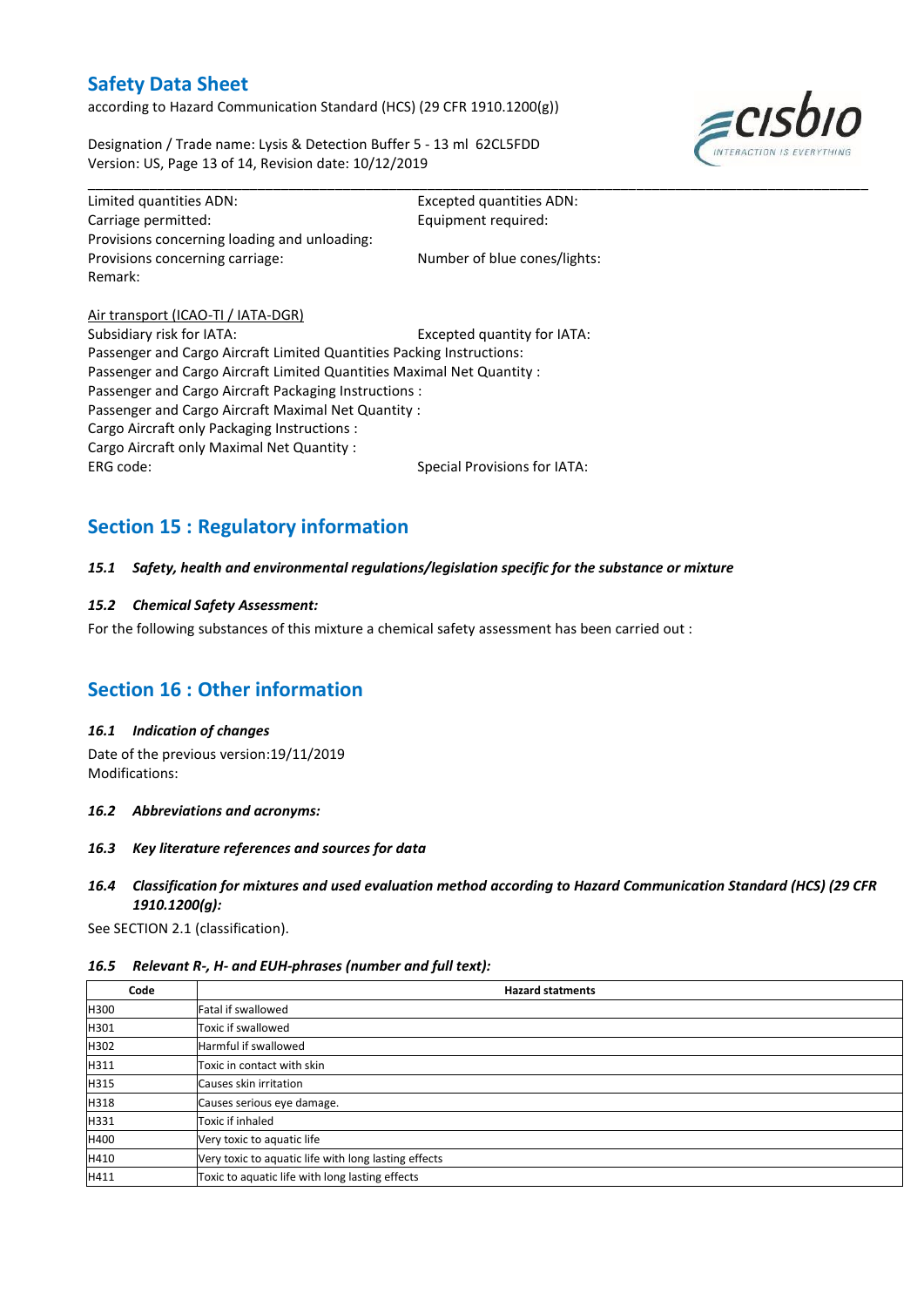Limited quantities ADN: Excepted quantities ADN:
Carriage permitted: Equipment required:
Provisions concerning loading and unloading:
Provisions concerning carriage: Number of blue cones/lights:
Remark:

Air transport (ICAO-TI / IATA-DGR)
Subsidiary risk for IATA: Excepted quantity for IATA:
Passenger and Cargo Aircraft Limited Quantities Packing Instructions:
Passenger and Cargo Aircraft Limited Quantities Maximal Net Quantity :
Passenger and Cargo Aircraft Packaging Instructions :
Passenger and Cargo Aircraft Maximal Net Quantity :
Cargo Aircraft only Packaging Instructions :
Cargo Aircraft only Maximal Net Quantity :
ERG code: Special Provisions for IATA:

## Section 15 : Regulatory information

### *15.1 Safety, health and environmental regulations/legislation specific for the substance or mixture*

### *15.2 Chemical Safety Assessment:*

For the following substances of this mixture a chemical safety assessment has been carried out :

## Section 16 : Other information

### *16.1 Indication of changes*

Date of the previous version:19/11/2019
Modifications:

### *16.2 Abbreviations and acronyms:*

### *16.3 Key literature references and sources for data*

### *16.4 Classification for mixtures and used evaluation method according to Hazard Communication Standard (HCS) (29 CFR 1910.1200(g):*

See SECTION 2.1 (classification).

### *16.5 Relevant R-, H- and EUH-phrases (number and full text):*

| Code | Hazard statments |
|---|---|
| H300 | Fatal if swallowed |
| H301 | Toxic if swallowed |
| H302 | Harmful if swallowed |
| H311 | Toxic in contact with skin |
| H315 | Causes skin irritation |
| H318 | Causes serious eye damage. |
| H331 | Toxic if inhaled |
| H400 | Very toxic to aquatic life |
| H410 | Very toxic to aquatic life with long lasting effects |
| H411 | Toxic to aquatic life with long lasting effects |